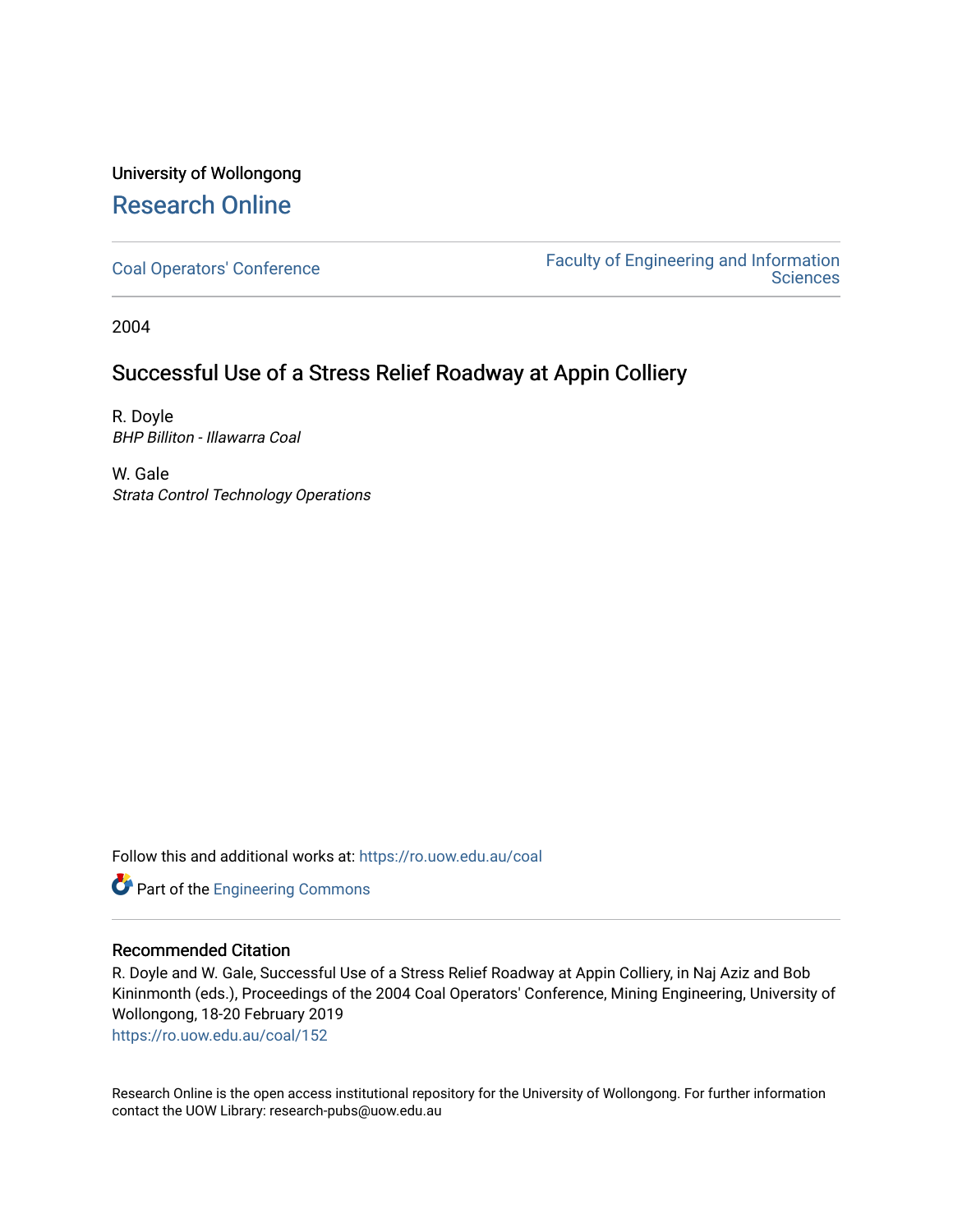University of Wollongong

# Research Online

Coal Operators' Conference | Faculty of Engineering and Information Sciences

2004

## Successful Use of a Stress Relief Roadway at Appin Colliery

R. Doyle
*BHP Billiton - Illawarra Coal*

W. Gale
*Strata Control Technology Operations*

Follow this and additional works at: https://ro.uow.edu.au/coal

Part of the Engineering Commons

### Recommended Citation

R. Doyle and W. Gale, Successful Use of a Stress Relief Roadway at Appin Colliery, in Naj Aziz and Bob Kininmonth (eds.), Proceedings of the 2004 Coal Operators' Conference, Mining Engineering, University of Wollongong, 18-20 February 2019
https://ro.uow.edu.au/coal/152

Research Online is the open access institutional repository for the University of Wollongong. For further information contact the UOW Library: research-pubs@uow.edu.au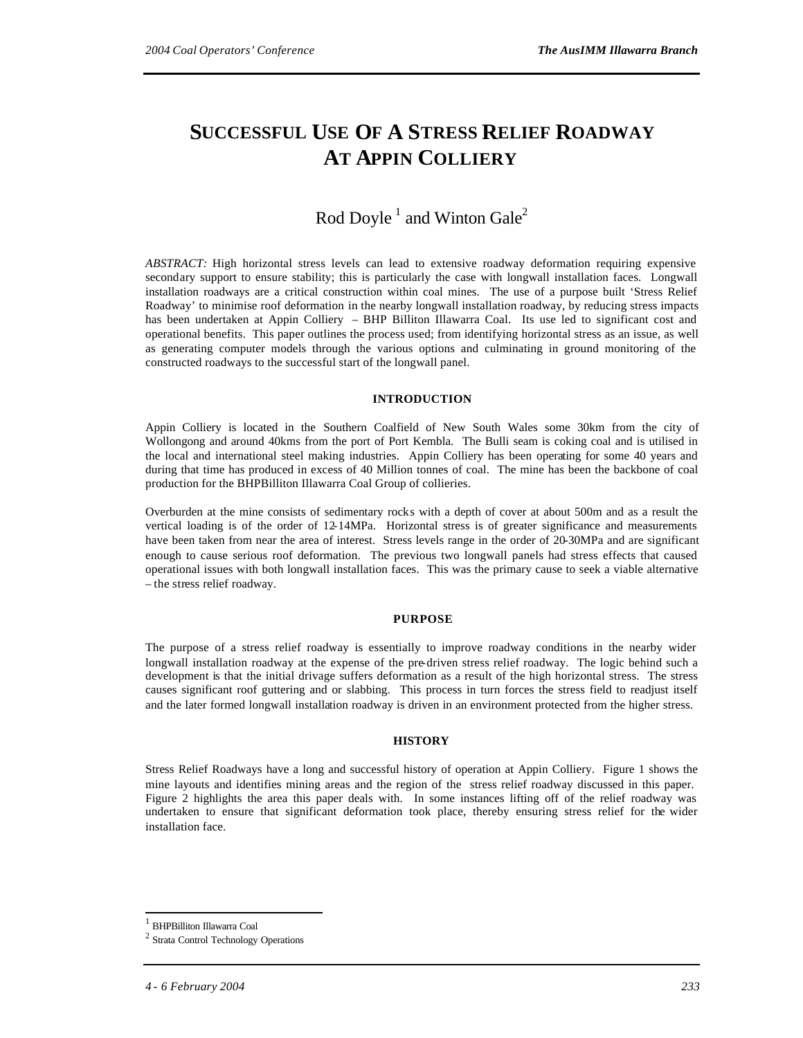# SUCCESSFUL USE OF A STRESS RELIEF ROADWAY AT APPIN COLLIERY

Rod Doyle [1] and Winton Gale[2]

*ABSTRACT:* High horizontal stress levels can lead to extensive roadway deformation requiring expensive secondary support to ensure stability; this is particularly the case with longwall installation faces. Longwall installation roadways are a critical construction within coal mines. The use of a purpose built 'Stress Relief Roadway' to minimise roof deformation in the nearby longwall installation roadway, by reducing stress impacts has been undertaken at Appin Colliery – BHP Billiton Illawarra Coal. Its use led to significant cost and operational benefits. This paper outlines the process used; from identifying horizontal stress as an issue, as well as generating computer models through the various options and culminating in ground monitoring of the constructed roadways to the successful start of the longwall panel.

## INTRODUCTION

Appin Colliery is located in the Southern Coalfield of New South Wales some 30km from the city of Wollongong and around 40kms from the port of Port Kembla. The Bulli seam is coking coal and is utilised in the local and international steel making industries. Appin Colliery has been operating for some 40 years and during that time has produced in excess of 40 Million tonnes of coal. The mine has been the backbone of coal production for the BHPBilliton Illawarra Coal Group of collieries.

Overburden at the mine consists of sedimentary rocks with a depth of cover at about 500m and as a result the vertical loading is of the order of 12-14MPa. Horizontal stress is of greater significance and measurements have been taken from near the area of interest. Stress levels range in the order of 20-30MPa and are significant enough to cause serious roof deformation. The previous two longwall panels had stress effects that caused operational issues with both longwall installation faces. This was the primary cause to seek a viable alternative – the stress relief roadway.

## PURPOSE

The purpose of a stress relief roadway is essentially to improve roadway conditions in the nearby wider longwall installation roadway at the expense of the pre-driven stress relief roadway. The logic behind such a development is that the initial drivage suffers deformation as a result of the high horizontal stress. The stress causes significant roof guttering and or slabbing. This process in turn forces the stress field to readjust itself and the later formed longwall installation roadway is driven in an environment protected from the higher stress.

## HISTORY

Stress Relief Roadways have a long and successful history of operation at Appin Colliery. Figure 1 shows the mine layouts and identifies mining areas and the region of the stress relief roadway discussed in this paper. Figure 2 highlights the area this paper deals with. In some instances lifting off of the relief roadway was undertaken to ensure that significant deformation took place, thereby ensuring stress relief for the wider installation face.

---

[1] BHPBilliton Illawarra Coal

[2] Strata Control Technology Operations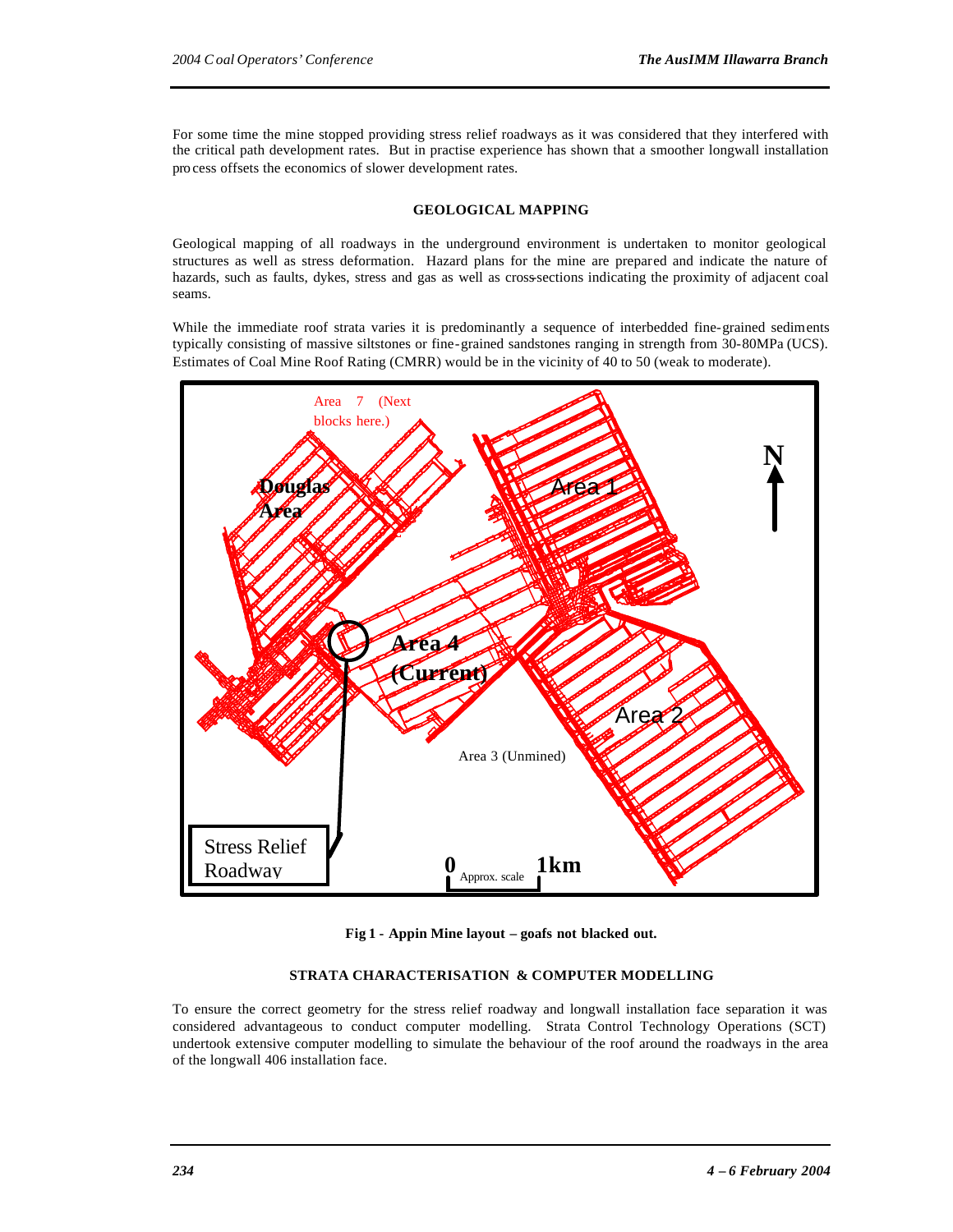For some time the mine stopped providing stress relief roadways as it was considered that they interfered with the critical path development rates. But in practise experience has shown that a smoother longwall installation process offsets the economics of slower development rates.

## GEOLOGICAL MAPPING

Geological mapping of all roadways in the underground environment is undertaken to monitor geological structures as well as stress deformation. Hazard plans for the mine are prepared and indicate the nature of hazards, such as faults, dykes, stress and gas as well as cross-sections indicating the proximity of adjacent coal seams.

While the immediate roof strata varies it is predominantly a sequence of interbedded fine-grained sediments typically consisting of massive siltstones or fine-grained sandstones ranging in strength from 30-80MPa (UCS). Estimates of Coal Mine Roof Rating (CMRR) would be in the vicinity of 40 to 50 (weak to moderate).

**Fig 1 - Appin Mine layout – goafs not blacked out.**

## STRATA CHARACTERISATION & COMPUTER MODELLING

To ensure the correct geometry for the stress relief roadway and longwall installation face separation it was considered advantageous to conduct computer modelling. Strata Control Technology Operations (SCT) undertook extensive computer modelling to simulate the behaviour of the roof around the roadways in the area of the longwall 406 installation face.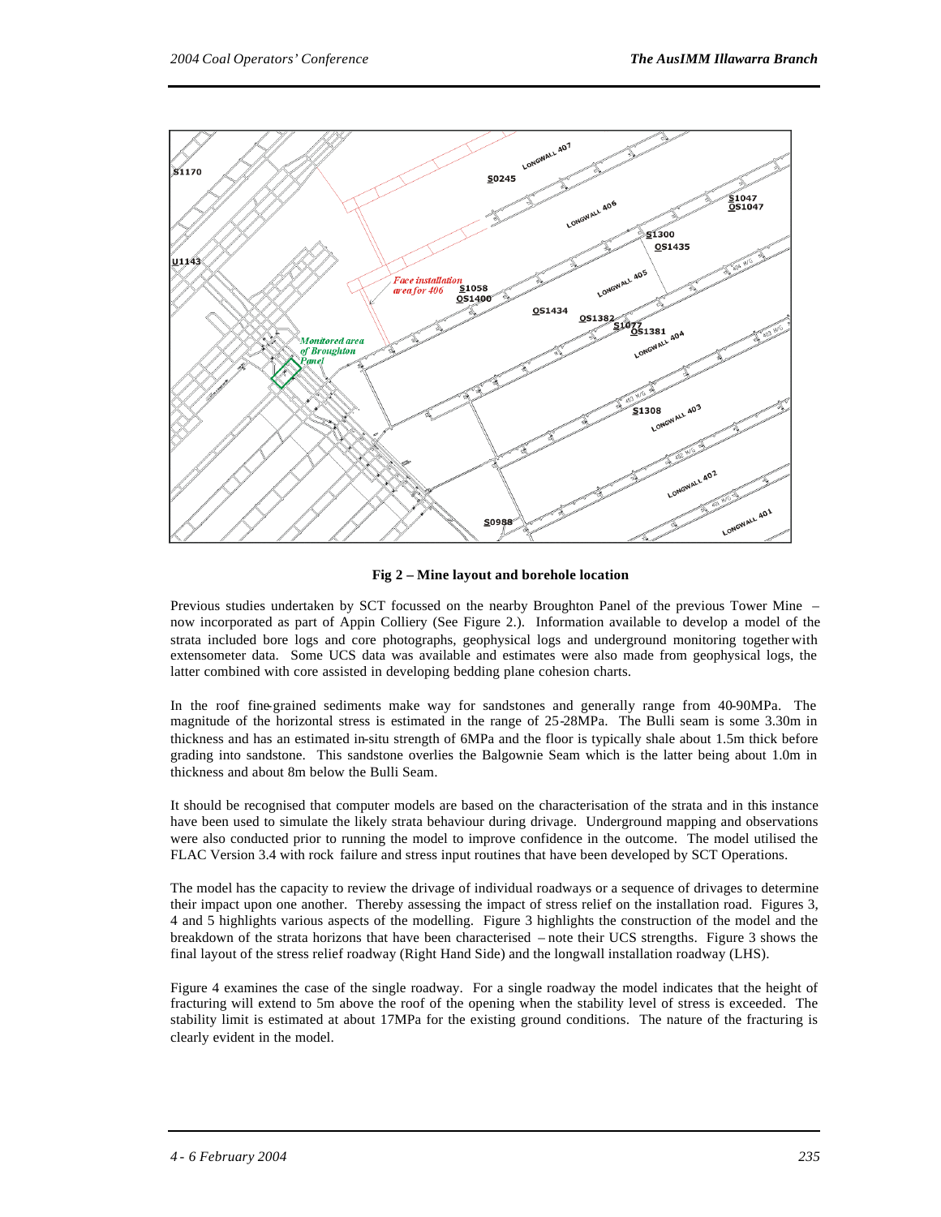**Fig 2 – Mine layout and borehole location**

Previous studies undertaken by SCT focussed on the nearby Broughton Panel of the previous Tower Mine – now incorporated as part of Appin Colliery (See Figure 2.). Information available to develop a model of the strata included bore logs and core photographs, geophysical logs and underground monitoring together with extensometer data. Some UCS data was available and estimates were also made from geophysical logs, the latter combined with core assisted in developing bedding plane cohesion charts.

In the roof fine-grained sediments make way for sandstones and generally range from 40-90MPa. The magnitude of the horizontal stress is estimated in the range of 25-28MPa. The Bulli seam is some 3.30m in thickness and has an estimated in-situ strength of 6MPa and the floor is typically shale about 1.5m thick before grading into sandstone. This sandstone overlies the Balgownie Seam which is the latter being about 1.0m in thickness and about 8m below the Bulli Seam.

It should be recognised that computer models are based on the characterisation of the strata and in this instance have been used to simulate the likely strata behaviour during drivage. Underground mapping and observations were also conducted prior to running the model to improve confidence in the outcome. The model utilised the FLAC Version 3.4 with rock failure and stress input routines that have been developed by SCT Operations.

The model has the capacity to review the drivage of individual roadways or a sequence of drivages to determine their impact upon one another. Thereby assessing the impact of stress relief on the installation road. Figures 3, 4 and 5 highlights various aspects of the modelling. Figure 3 highlights the construction of the model and the breakdown of the strata horizons that have been characterised – note their UCS strengths. Figure 3 shows the final layout of the stress relief roadway (Right Hand Side) and the longwall installation roadway (LHS).

Figure 4 examines the case of the single roadway. For a single roadway the model indicates that the height of fracturing will extend to 5m above the roof of the opening when the stability level of stress is exceeded. The stability limit is estimated at about 17MPa for the existing ground conditions. The nature of the fracturing is clearly evident in the model.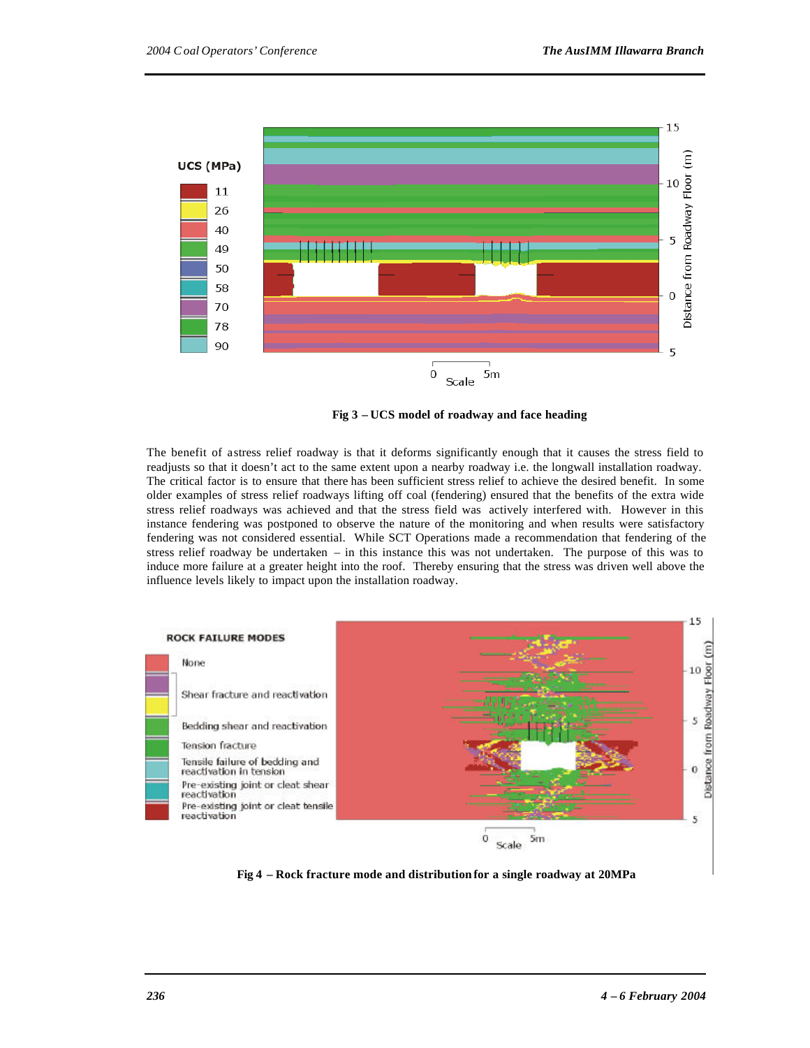Fig 3 – UCS model of roadway and face heading

The benefit of a stress relief roadway is that it deforms significantly enough that it causes the stress field to readjusts so that it doesn't act to the same extent upon a nearby roadway i.e. the longwall installation roadway. The critical factor is to ensure that there has been sufficient stress relief to achieve the desired benefit. In some older examples of stress relief roadways lifting off coal (fendering) ensured that the benefits of the extra wide stress relief roadways was achieved and that the stress field was actively interfered with. However in this instance fendering was postponed to observe the nature of the monitoring and when results were satisfactory fendering was not considered essential. While SCT Operations made a recommendation that fendering of the stress relief roadway be undertaken – in this instance this was not undertaken. The purpose of this was to induce more failure at a greater height into the roof. Thereby ensuring that the stress was driven well above the influence levels likely to impact upon the installation roadway.

Fig 4 – Rock fracture mode and distribution for a single roadway at 20MPa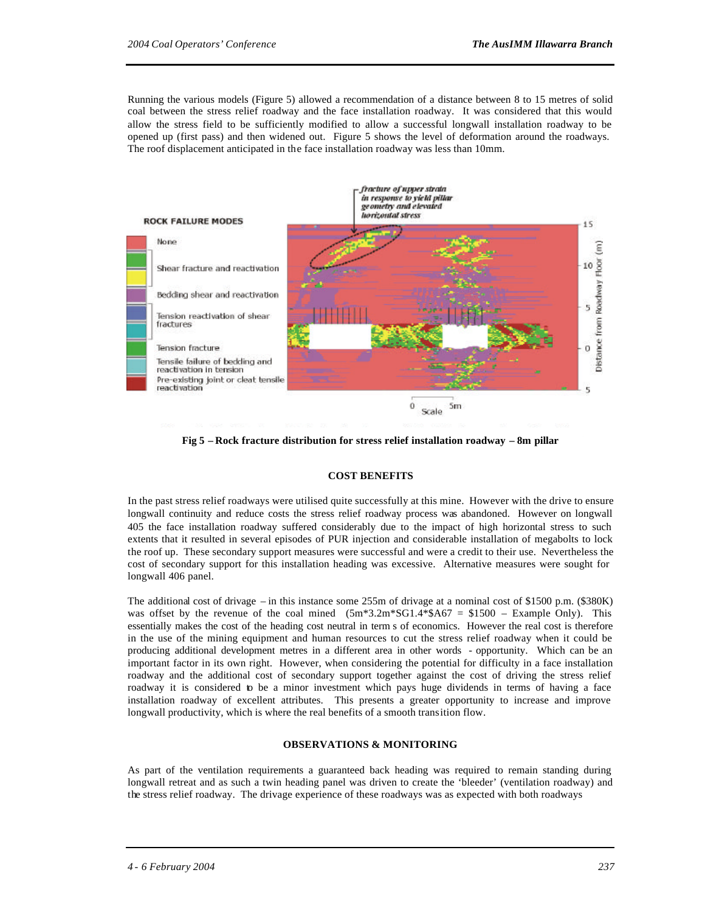Running the various models (Figure 5) allowed a recommendation of a distance between 8 to 15 metres of solid coal between the stress relief roadway and the face installation roadway. It was considered that this would allow the stress field to be sufficiently modified to allow a successful longwall installation roadway to be opened up (first pass) and then widened out. Figure 5 shows the level of deformation around the roadways. The roof displacement anticipated in the face installation roadway was less than 10mm.

**Fig 5 – Rock fracture distribution for stress relief installation roadway – 8m pillar**

## COST BENEFITS

In the past stress relief roadways were utilised quite successfully at this mine. However with the drive to ensure longwall continuity and reduce costs the stress relief roadway process was abandoned. However on longwall 405 the face installation roadway suffered considerably due to the impact of high horizontal stress to such extents that it resulted in several episodes of PUR injection and considerable installation of megabolts to lock the roof up. These secondary support measures were successful and were a credit to their use. Nevertheless the cost of secondary support for this installation heading was excessive. Alternative measures were sought for longwall 406 panel.

The additional cost of drivage – in this instance some 255m of drivage at a nominal cost of $1500 p.m. ($380K) was offset by the revenue of the coal mined (5m*3.2m*SG1.4*$A67 = $1500 – Example Only). This essentially makes the cost of the heading cost neutral in term s of economics. However the real cost is therefore in the use of the mining equipment and human resources to cut the stress relief roadway when it could be producing additional development metres in a different area in other words - opportunity. Which can be an important factor in its own right. However, when considering the potential for difficulty in a face installation roadway and the additional cost of secondary support together against the cost of driving the stress relief roadway it is considered to be a minor investment which pays huge dividends in terms of having a face installation roadway of excellent attributes. This presents a greater opportunity to increase and improve longwall productivity, which is where the real benefits of a smooth transition flow.

## OBSERVATIONS & MONITORING

As part of the ventilation requirements a guaranteed back heading was required to remain standing during longwall retreat and as such a twin heading panel was driven to create the 'bleeder' (ventilation roadway) and the stress relief roadway. The drivage experience of these roadways was as expected with both roadways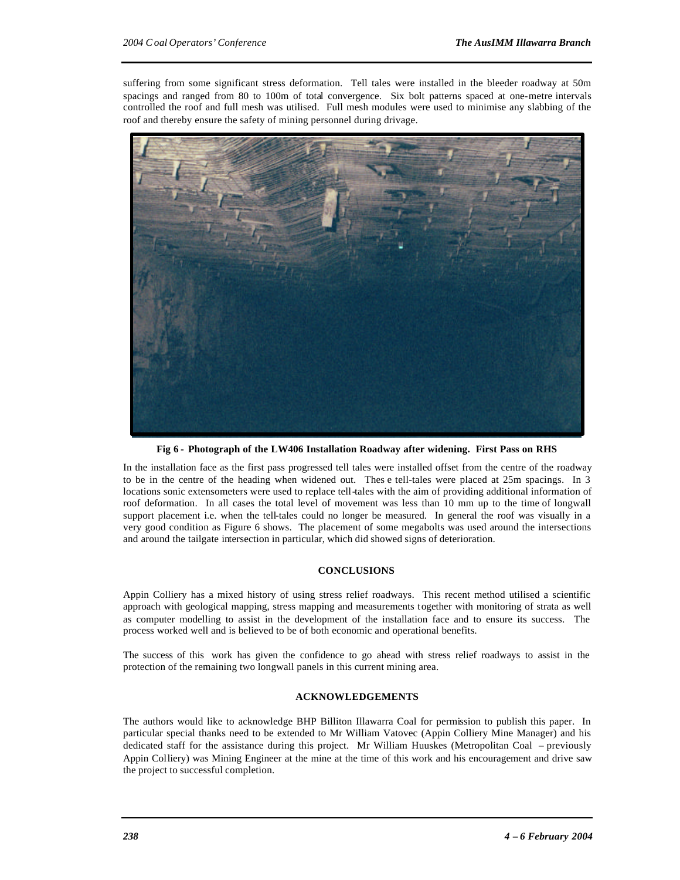suffering from some significant stress deformation. Tell tales were installed in the bleeder roadway at 50m spacings and ranged from 80 to 100m of total convergence. Six bolt patterns spaced at one-metre intervals controlled the roof and full mesh was utilised. Full mesh modules were used to minimise any slabbing of the roof and thereby ensure the safety of mining personnel during drivage.

**Fig 6 - Photograph of the LW406 Installation Roadway after widening. First Pass on RHS**

In the installation face as the first pass progressed tell tales were installed offset from the centre of the roadway to be in the centre of the heading when widened out. These tell-tales were placed at 25m spacings. In 3 locations sonic extensometers were used to replace tell-tales with the aim of providing additional information of roof deformation. In all cases the total level of movement was less than 10 mm up to the time of longwall support placement i.e. when the tell-tales could no longer be measured. In general the roof was visually in a very good condition as Figure 6 shows. The placement of some megabolts was used around the intersections and around the tailgate intersection in particular, which did showed signs of deterioration.

## CONCLUSIONS

Appin Colliery has a mixed history of using stress relief roadways. This recent method utilised a scientific approach with geological mapping, stress mapping and measurements together with monitoring of strata as well as computer modelling to assist in the development of the installation face and to ensure its success. The process worked well and is believed to be of both economic and operational benefits.

The success of this work has given the confidence to go ahead with stress relief roadways to assist in the protection of the remaining two longwall panels in this current mining area.

## ACKNOWLEDGEMENTS

The authors would like to acknowledge BHP Billiton Illawarra Coal for permission to publish this paper. In particular special thanks need to be extended to Mr William Vatovec (Appin Colliery Mine Manager) and his dedicated staff for the assistance during this project. Mr William Huuskes (Metropolitan Coal – previously Appin Colliery) was Mining Engineer at the mine at the time of this work and his encouragement and drive saw the project to successful completion.